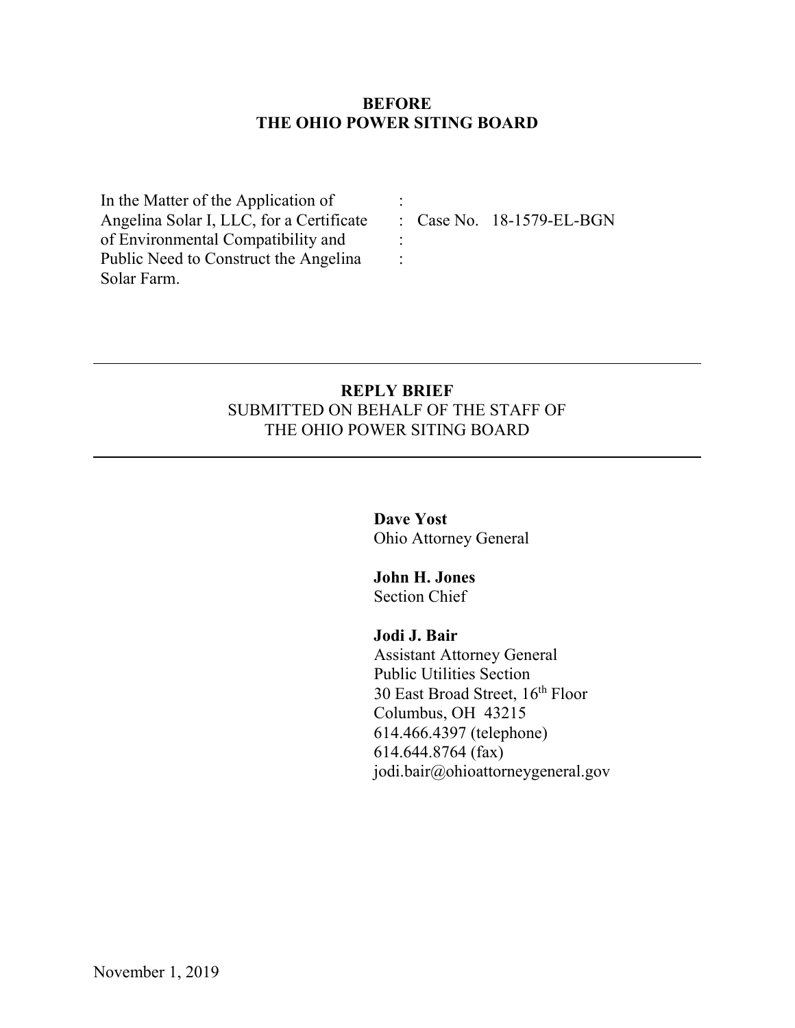**BEFORE**
**THE OHIO POWER SITING BOARD**

| | | |
|---|---|---|
| In the Matter of the Application of | : | |
| Angelina Solar I, LLC, for a Certificate | : | Case No. 18-1579-EL-BGN |
| of Environmental Compatibility and | : | |
| Public Need to Construct the Angelina | : | |
| Solar Farm. | | |

---

**REPLY BRIEF**
SUBMITTED ON BEHALF OF THE STAFF OF
THE OHIO POWER SITING BOARD

---

**Dave Yost**
Ohio Attorney General

**John H. Jones**
Section Chief

**Jodi J. Bair**
Assistant Attorney General
Public Utilities Section
30 East Broad Street, 16th Floor
Columbus, OH 43215
614.466.4397 (telephone)
614.644.8764 (fax)
jodi.bair@ohioattorneygeneral.gov

November 1, 2019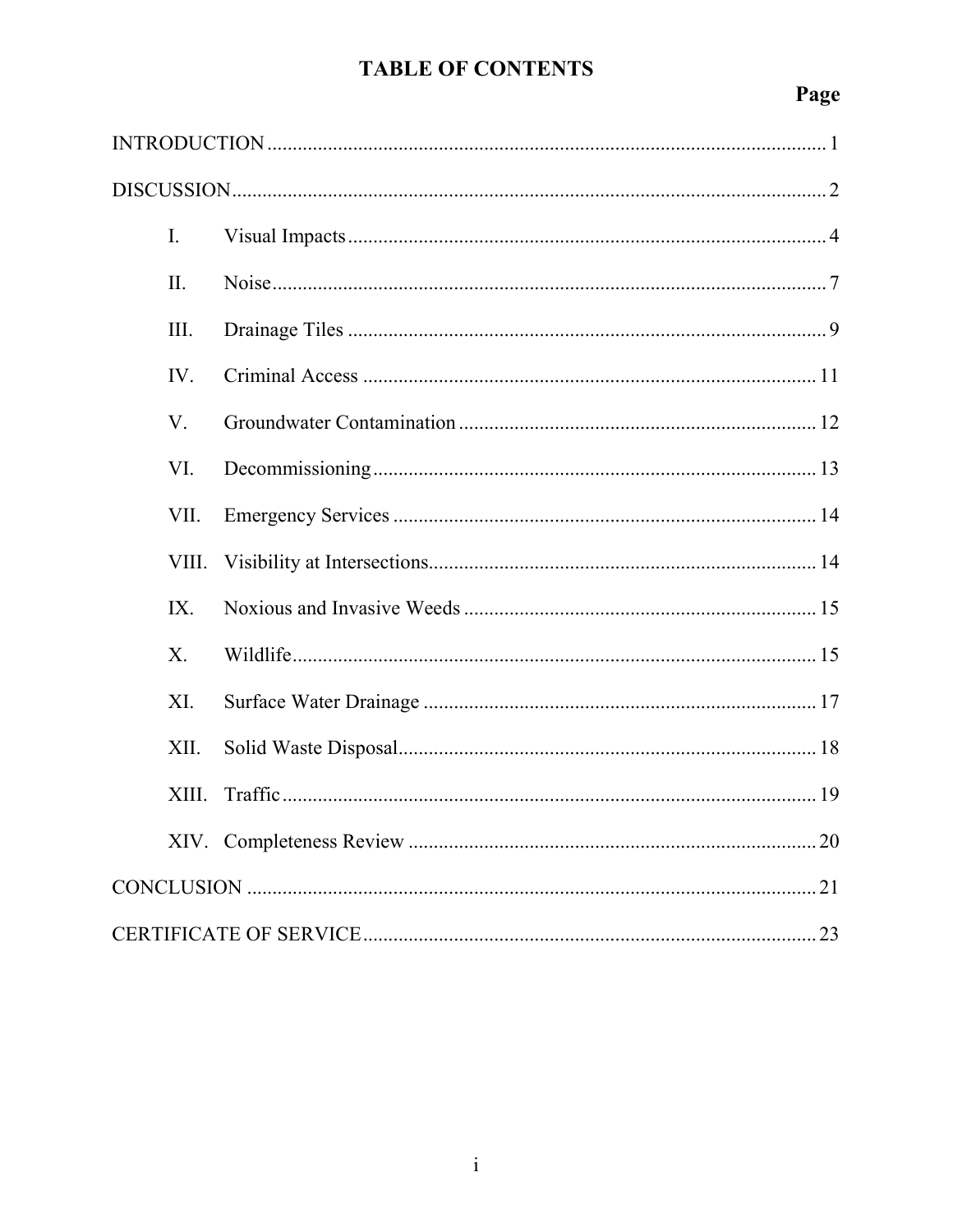# TABLE OF CONTENTS

| | Page |
|---|---|
| INTRODUCTION | 1 |
| DISCUSSION | 2 |
| I. Visual Impacts | 4 |
| II. Noise | 7 |
| III. Drainage Tiles | 9 |
| IV. Criminal Access | 11 |
| V. Groundwater Contamination | 12 |
| VI. Decommissioning | 13 |
| VII. Emergency Services | 14 |
| VIII. Visibility at Intersections | 14 |
| IX. Noxious and Invasive Weeds | 15 |
| X. Wildlife | 15 |
| XI. Surface Water Drainage | 17 |
| XII. Solid Waste Disposal | 18 |
| XIII. Traffic | 19 |
| XIV. Completeness Review | 20 |
| CONCLUSION | 21 |
| CERTIFICATE OF SERVICE | 23 |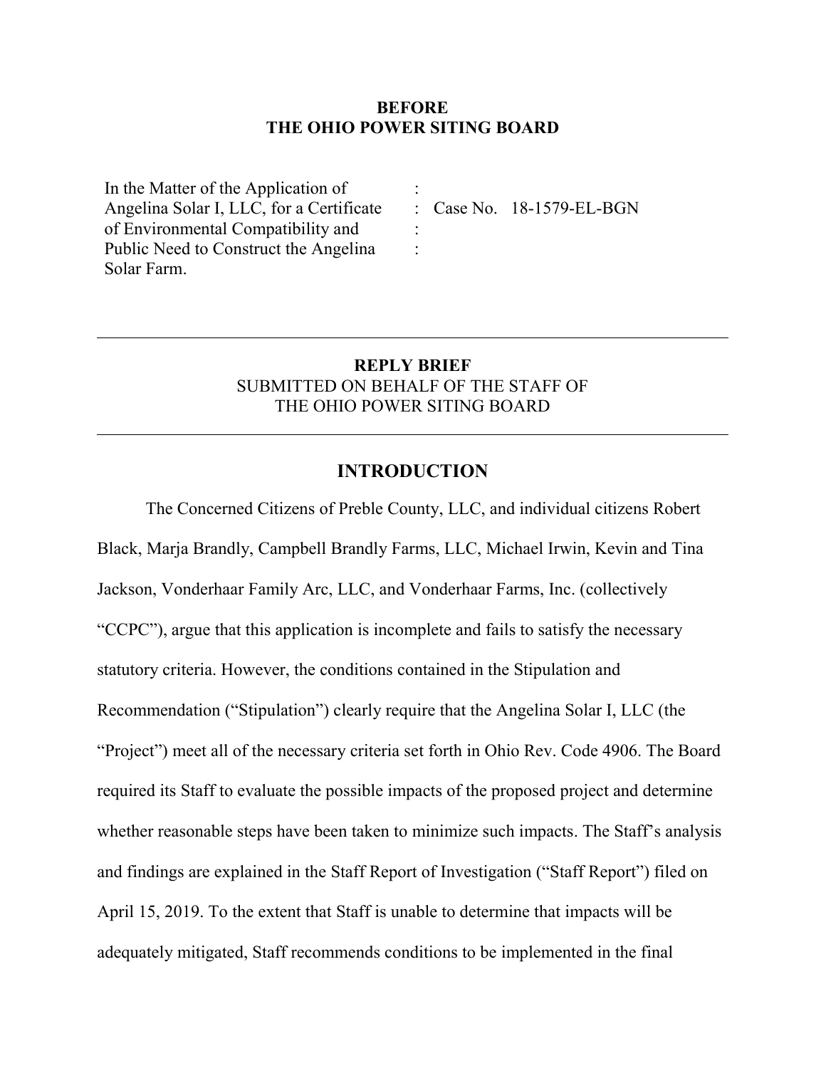**BEFORE**
**THE OHIO POWER SITING BOARD**

| | | |
|---|---|---|
| In the Matter of the Application of Angelina Solar I, LLC, for a Certificate of Environmental Compatibility and Public Need to Construct the Angelina Solar Farm. | : : : : | Case No. 18-1579-EL-BGN |

---

**REPLY BRIEF**
SUBMITTED ON BEHALF OF THE STAFF OF
THE OHIO POWER SITING BOARD

---

## INTRODUCTION

The Concerned Citizens of Preble County, LLC, and individual citizens Robert Black, Marja Brandly, Campbell Brandly Farms, LLC, Michael Irwin, Kevin and Tina Jackson, Vonderhaar Family Arc, LLC, and Vonderhaar Farms, Inc. (collectively "CCPC"), argue that this application is incomplete and fails to satisfy the necessary statutory criteria. However, the conditions contained in the Stipulation and Recommendation ("Stipulation") clearly require that the Angelina Solar I, LLC (the "Project") meet all of the necessary criteria set forth in Ohio Rev. Code 4906. The Board required its Staff to evaluate the possible impacts of the proposed project and determine whether reasonable steps have been taken to minimize such impacts. The Staff's analysis and findings are explained in the Staff Report of Investigation ("Staff Report") filed on April 15, 2019. To the extent that Staff is unable to determine that impacts will be adequately mitigated, Staff recommends conditions to be implemented in the final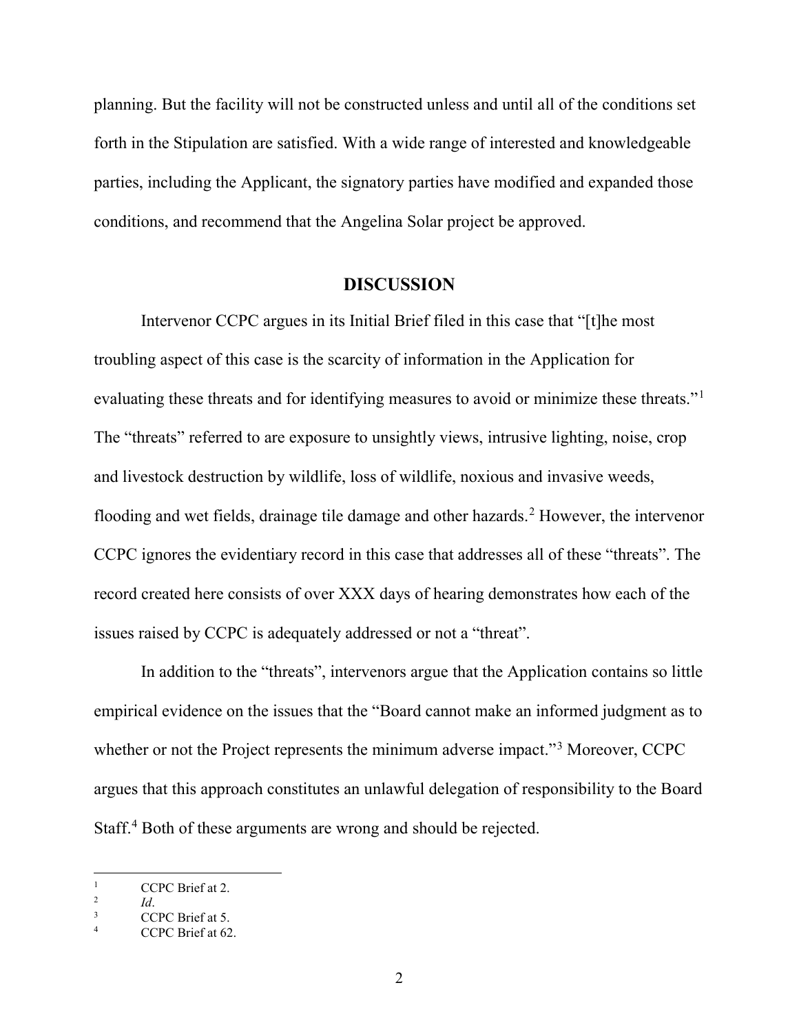planning. But the facility will not be constructed unless and until all of the conditions set forth in the Stipulation are satisfied. With a wide range of interested and knowledgeable parties, including the Applicant, the signatory parties have modified and expanded those conditions, and recommend that the Angelina Solar project be approved.

## DISCUSSION

Intervenor CCPC argues in its Initial Brief filed in this case that "[t]he most troubling aspect of this case is the scarcity of information in the Application for evaluating these threats and for identifying measures to avoid or minimize these threats."[1] The "threats" referred to are exposure to unsightly views, intrusive lighting, noise, crop and livestock destruction by wildlife, loss of wildlife, noxious and invasive weeds, flooding and wet fields, drainage tile damage and other hazards.[2] However, the intervenor CCPC ignores the evidentiary record in this case that addresses all of these "threats". The record created here consists of over XXX days of hearing demonstrates how each of the issues raised by CCPC is adequately addressed or not a "threat".

In addition to the "threats", intervenors argue that the Application contains so little empirical evidence on the issues that the "Board cannot make an informed judgment as to whether or not the Project represents the minimum adverse impact."[3] Moreover, CCPC argues that this approach constitutes an unlawful delegation of responsibility to the Board Staff.[4] Both of these arguments are wrong and should be rejected.

---

[1] CCPC Brief at 2.

[2] *Id*.

[3] CCPC Brief at 5.

[4] CCPC Brief at 62.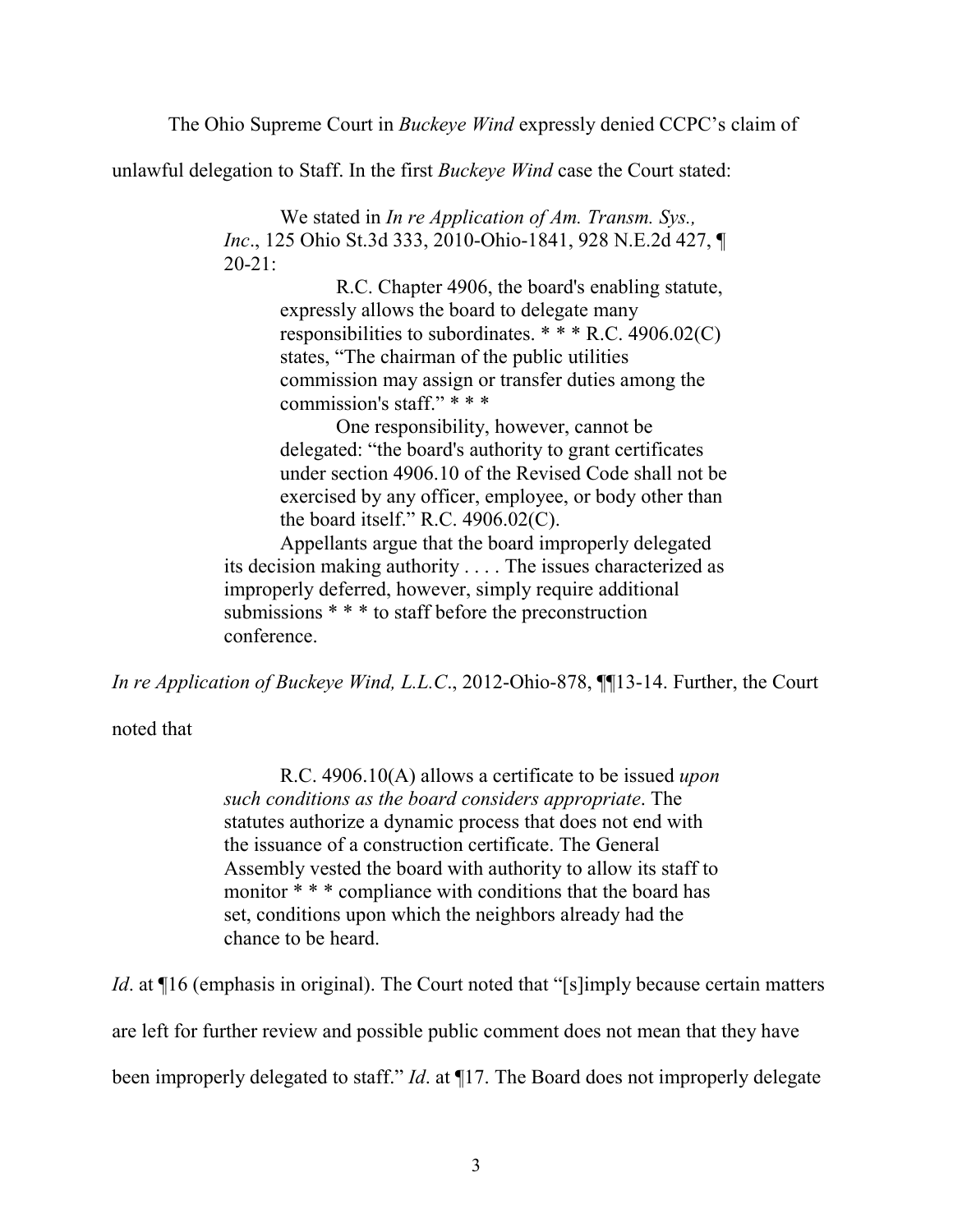The Ohio Supreme Court in *Buckeye Wind* expressly denied CCPC's claim of unlawful delegation to Staff. In the first *Buckeye Wind* case the Court stated:

> We stated in *In re Application of Am. Transm. Sys., Inc*., 125 Ohio St.3d 333, 2010-Ohio-1841, 928 N.E.2d 427, ¶ 20-21:
>
> > R.C. Chapter 4906, the board's enabling statute, expressly allows the board to delegate many responsibilities to subordinates. * * * R.C. 4906.02(C) states, "The chairman of the public utilities commission may assign or transfer duties among the commission's staff." * * *
> >
> > One responsibility, however, cannot be delegated: "the board's authority to grant certificates under section 4906.10 of the Revised Code shall not be exercised by any officer, employee, or body other than the board itself." R.C. 4906.02(C).
>
> Appellants argue that the board improperly delegated its decision making authority . . . . The issues characterized as improperly deferred, however, simply require additional submissions * * * to staff before the preconstruction conference.

*In re Application of Buckeye Wind, L.L.C*., 2012-Ohio-878, ¶¶13-14. Further, the Court noted that

> R.C. 4906.10(A) allows a certificate to be issued *upon such conditions as the board considers appropriate*. The statutes authorize a dynamic process that does not end with the issuance of a construction certificate. The General Assembly vested the board with authority to allow its staff to monitor * * * compliance with conditions that the board has set, conditions upon which the neighbors already had the chance to be heard.

*Id*. at ¶16 (emphasis in original). The Court noted that "[s]imply because certain matters are left for further review and possible public comment does not mean that they have been improperly delegated to staff." *Id*. at ¶17. The Board does not improperly delegate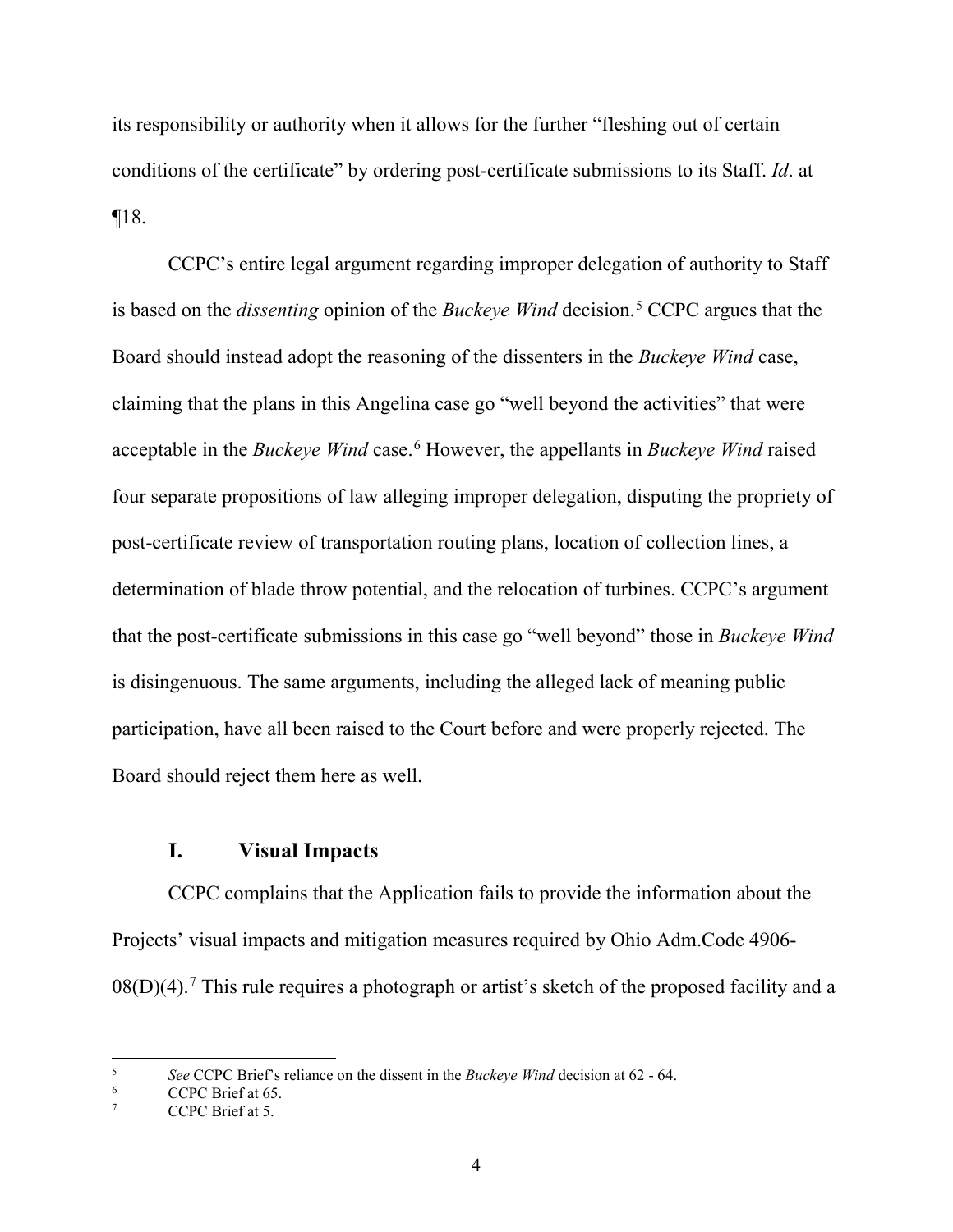its responsibility or authority when it allows for the further "fleshing out of certain conditions of the certificate" by ordering post-certificate submissions to its Staff. *Id*. at ¶18.

CCPC's entire legal argument regarding improper delegation of authority to Staff is based on the *dissenting* opinion of the *Buckeye Wind* decision.[5] CCPC argues that the Board should instead adopt the reasoning of the dissenters in the *Buckeye Wind* case, claiming that the plans in this Angelina case go "well beyond the activities" that were acceptable in the *Buckeye Wind* case.[6] However, the appellants in *Buckeye Wind* raised four separate propositions of law alleging improper delegation, disputing the propriety of post-certificate review of transportation routing plans, location of collection lines, a determination of blade throw potential, and the relocation of turbines. CCPC's argument that the post-certificate submissions in this case go "well beyond" those in *Buckeye Wind* is disingenuous. The same arguments, including the alleged lack of meaning public participation, have all been raised to the Court before and were properly rejected. The Board should reject them here as well.

## I. Visual Impacts

CCPC complains that the Application fails to provide the information about the Projects' visual impacts and mitigation measures required by Ohio Adm.Code 4906-08(D)(4).[7] This rule requires a photograph or artist's sketch of the proposed facility and a

---

[5] *See* CCPC Brief's reliance on the dissent in the *Buckeye Wind* decision at 62 - 64.

[6] CCPC Brief at 65.

[7] CCPC Brief at 5.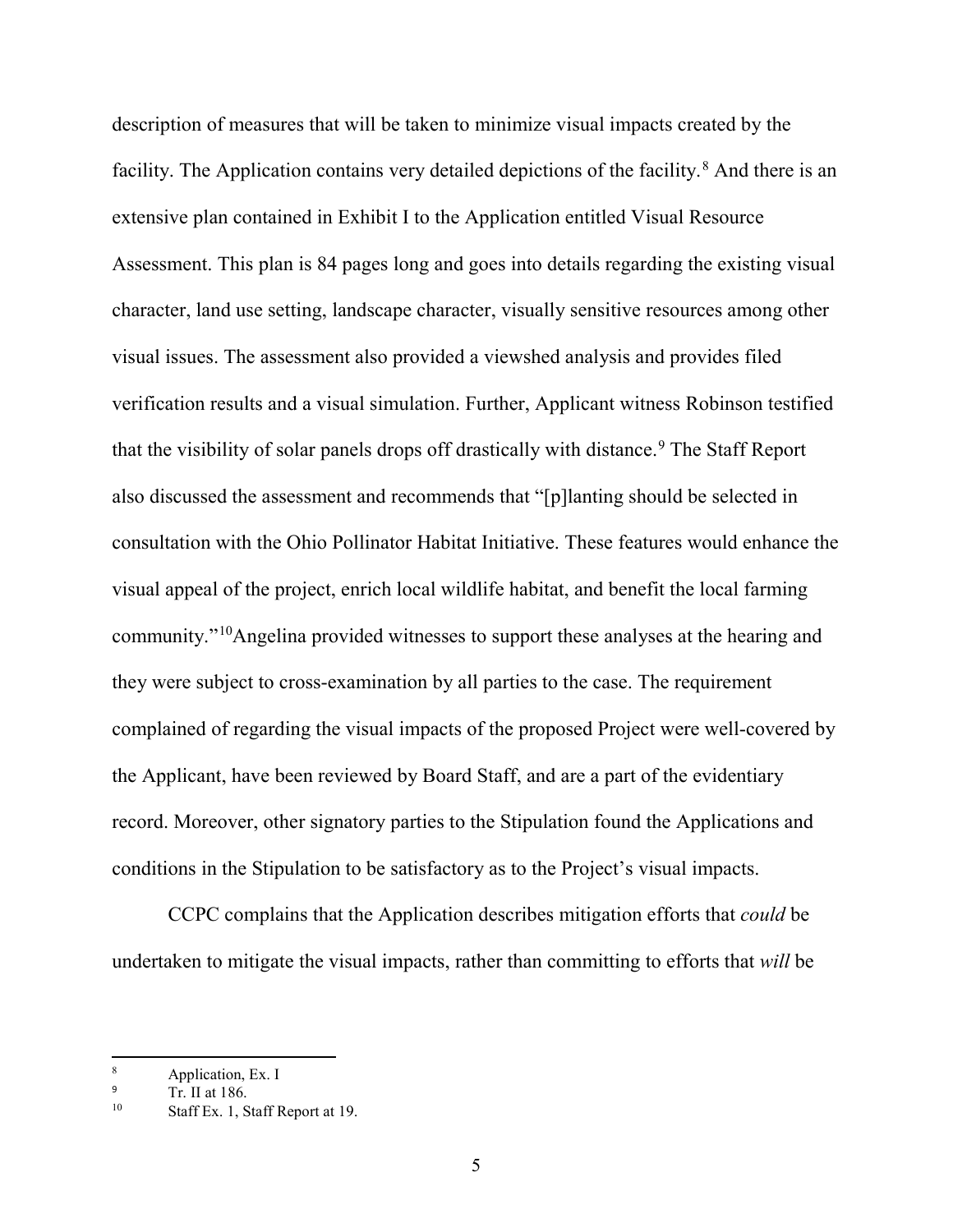description of measures that will be taken to minimize visual impacts created by the facility. The Application contains very detailed depictions of the facility.[8] And there is an extensive plan contained in Exhibit I to the Application entitled Visual Resource Assessment. This plan is 84 pages long and goes into details regarding the existing visual character, land use setting, landscape character, visually sensitive resources among other visual issues. The assessment also provided a viewshed analysis and provides filed verification results and a visual simulation. Further, Applicant witness Robinson testified that the visibility of solar panels drops off drastically with distance.[9] The Staff Report also discussed the assessment and recommends that "[p]lanting should be selected in consultation with the Ohio Pollinator Habitat Initiative. These features would enhance the visual appeal of the project, enrich local wildlife habitat, and benefit the local farming community."[10]Angelina provided witnesses to support these analyses at the hearing and they were subject to cross-examination by all parties to the case. The requirement complained of regarding the visual impacts of the proposed Project were well-covered by the Applicant, have been reviewed by Board Staff, and are a part of the evidentiary record. Moreover, other signatory parties to the Stipulation found the Applications and conditions in the Stipulation to be satisfactory as to the Project's visual impacts.

CCPC complains that the Application describes mitigation efforts that *could* be undertaken to mitigate the visual impacts, rather than committing to efforts that *will* be

---

[8] Application, Ex. I

[9] Tr. II at 186.

[10] Staff Ex. 1, Staff Report at 19.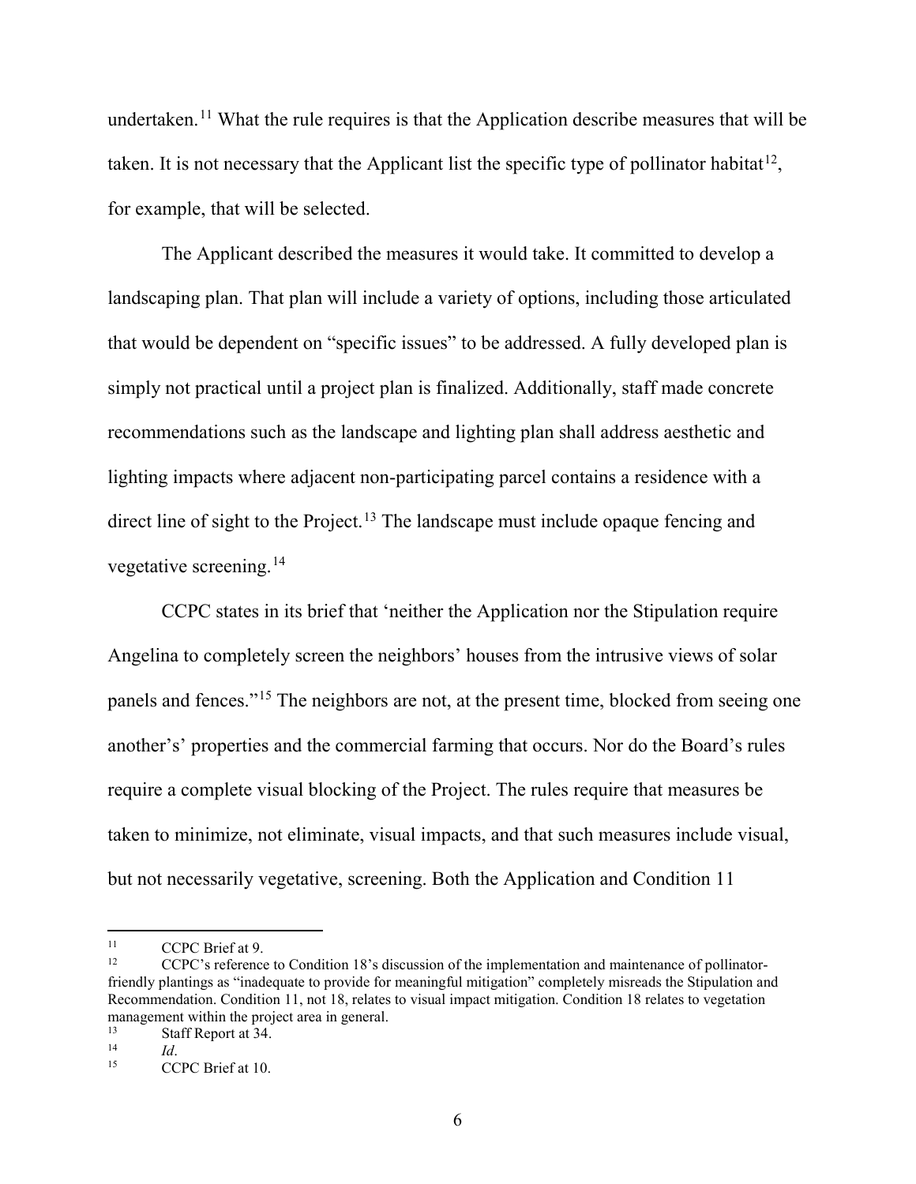undertaken.[11] What the rule requires is that the Application describe measures that will be taken. It is not necessary that the Applicant list the specific type of pollinator habitat[12], for example, that will be selected.

The Applicant described the measures it would take. It committed to develop a landscaping plan. That plan will include a variety of options, including those articulated that would be dependent on "specific issues" to be addressed. A fully developed plan is simply not practical until a project plan is finalized. Additionally, staff made concrete recommendations such as the landscape and lighting plan shall address aesthetic and lighting impacts where adjacent non-participating parcel contains a residence with a direct line of sight to the Project.[13] The landscape must include opaque fencing and vegetative screening.[14]

CCPC states in its brief that 'neither the Application nor the Stipulation require Angelina to completely screen the neighbors' houses from the intrusive views of solar panels and fences."[15] The neighbors are not, at the present time, blocked from seeing one another's' properties and the commercial farming that occurs. Nor do the Board's rules require a complete visual blocking of the Project. The rules require that measures be taken to minimize, not eliminate, visual impacts, and that such measures include visual, but not necessarily vegetative, screening. Both the Application and Condition 11

---

[11] CCPC Brief at 9.

[12] CCPC's reference to Condition 18's discussion of the implementation and maintenance of pollinator-friendly plantings as "inadequate to provide for meaningful mitigation" completely misreads the Stipulation and Recommendation. Condition 11, not 18, relates to visual impact mitigation. Condition 18 relates to vegetation management within the project area in general.

[13] Staff Report at 34.

[14] *Id*.

[15] CCPC Brief at 10.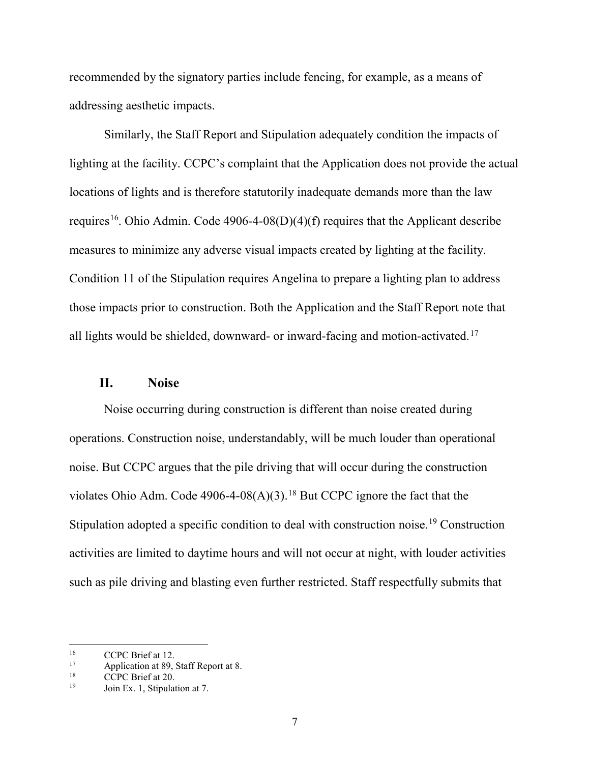recommended by the signatory parties include fencing, for example, as a means of addressing aesthetic impacts.

Similarly, the Staff Report and Stipulation adequately condition the impacts of lighting at the facility. CCPC's complaint that the Application does not provide the actual locations of lights and is therefore statutorily inadequate demands more than the law requires[16]. Ohio Admin. Code 4906-4-08(D)(4)(f) requires that the Applicant describe measures to minimize any adverse visual impacts created by lighting at the facility. Condition 11 of the Stipulation requires Angelina to prepare a lighting plan to address those impacts prior to construction. Both the Application and the Staff Report note that all lights would be shielded, downward- or inward-facing and motion-activated.[17]

## II. Noise

Noise occurring during construction is different than noise created during operations. Construction noise, understandably, will be much louder than operational noise. But CCPC argues that the pile driving that will occur during the construction violates Ohio Adm. Code 4906-4-08(A)(3).[18] But CCPC ignore the fact that the Stipulation adopted a specific condition to deal with construction noise.[19] Construction activities are limited to daytime hours and will not occur at night, with louder activities such as pile driving and blasting even further restricted. Staff respectfully submits that

---

[16] CCPC Brief at 12.

[17] Application at 89, Staff Report at 8.

[18] CCPC Brief at 20.

[19] Join Ex. 1, Stipulation at 7.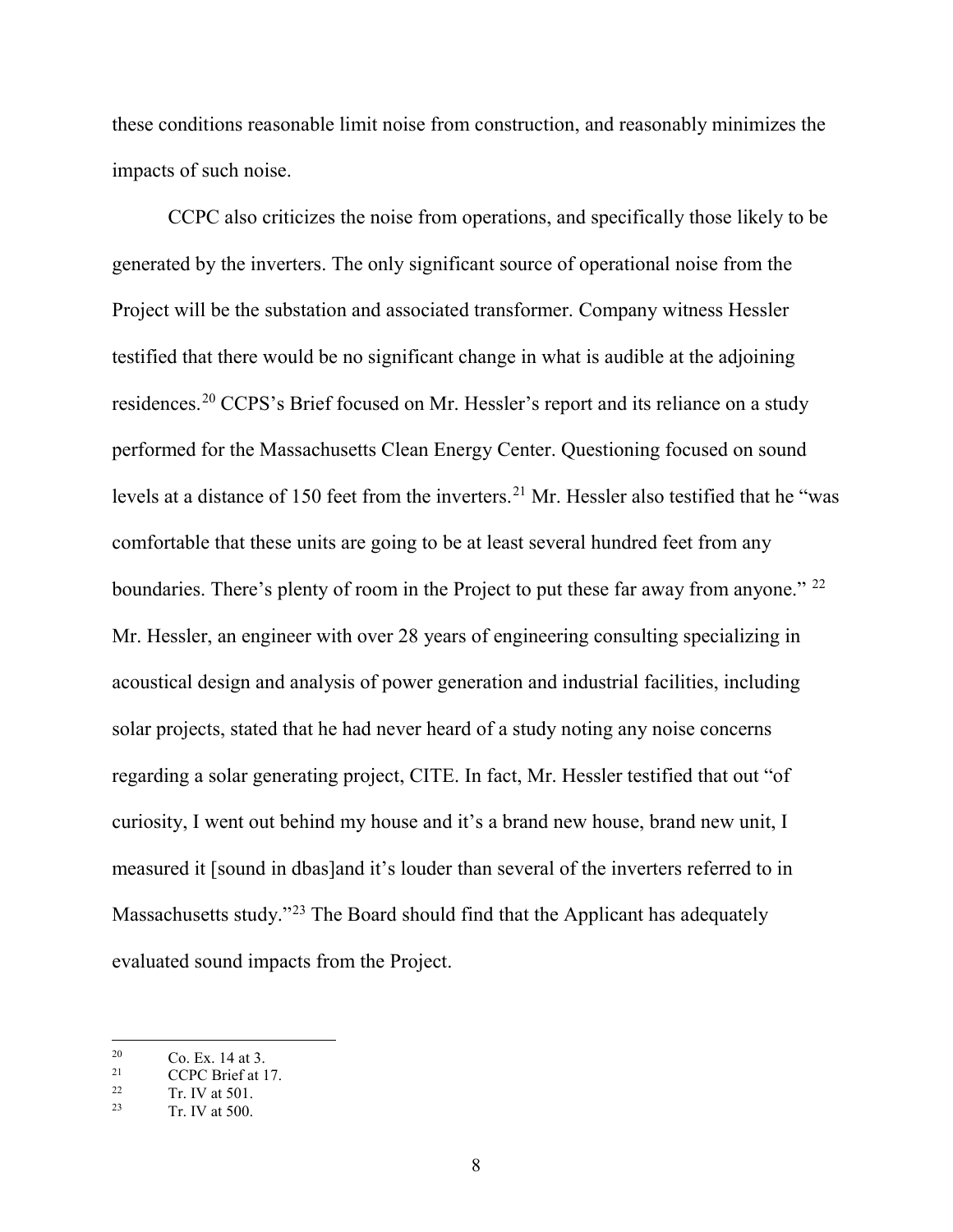these conditions reasonable limit noise from construction, and reasonably minimizes the impacts of such noise.

CCPC also criticizes the noise from operations, and specifically those likely to be generated by the inverters. The only significant source of operational noise from the Project will be the substation and associated transformer. Company witness Hessler testified that there would be no significant change in what is audible at the adjoining residences.[20] CCPS's Brief focused on Mr. Hessler's report and its reliance on a study performed for the Massachusetts Clean Energy Center. Questioning focused on sound levels at a distance of 150 feet from the inverters.[21] Mr. Hessler also testified that he "was comfortable that these units are going to be at least several hundred feet from any boundaries. There's plenty of room in the Project to put these far away from anyone." [22] Mr. Hessler, an engineer with over 28 years of engineering consulting specializing in acoustical design and analysis of power generation and industrial facilities, including solar projects, stated that he had never heard of a study noting any noise concerns regarding a solar generating project, CITE. In fact, Mr. Hessler testified that out "of curiosity, I went out behind my house and it's a brand new house, brand new unit, I measured it [sound in dbas]and it's louder than several of the inverters referred to in Massachusetts study."[23] The Board should find that the Applicant has adequately evaluated sound impacts from the Project.

---

[20] Co. Ex. 14 at 3.

[21] CCPC Brief at 17.

[22] Tr. IV at 501.

[23] Tr. IV at 500.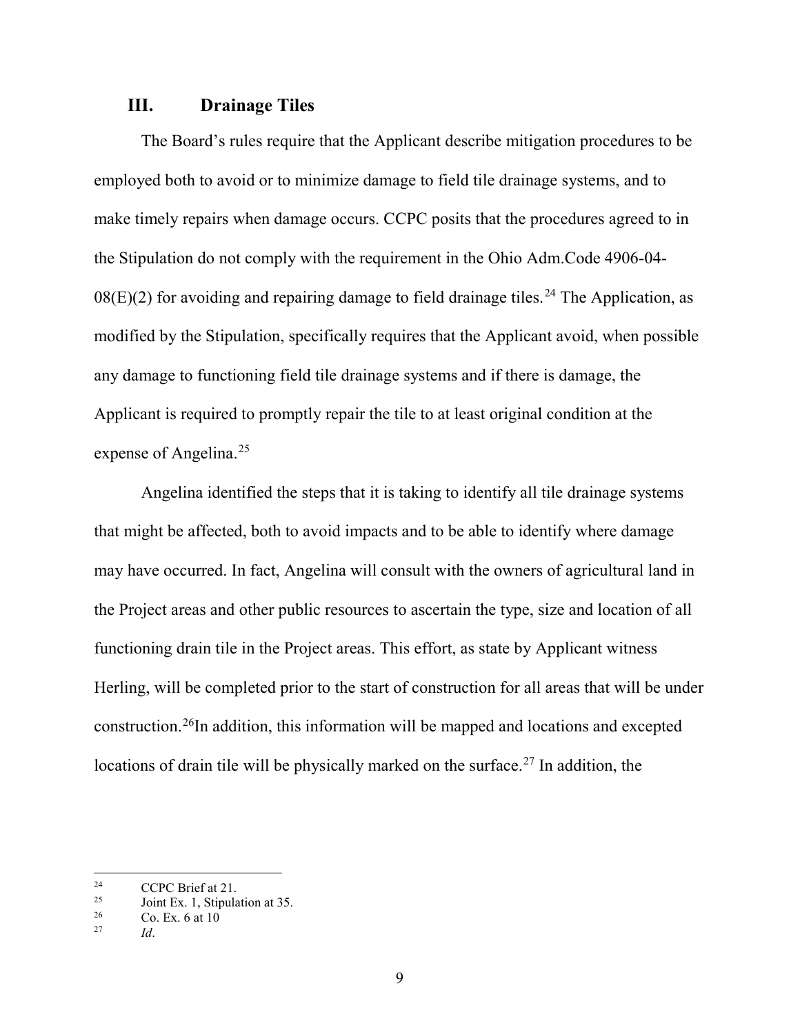## III. Drainage Tiles

The Board's rules require that the Applicant describe mitigation procedures to be employed both to avoid or to minimize damage to field tile drainage systems, and to make timely repairs when damage occurs. CCPC posits that the procedures agreed to in the Stipulation do not comply with the requirement in the Ohio Adm.Code 4906-04-08(E)(2) for avoiding and repairing damage to field drainage tiles.[24] The Application, as modified by the Stipulation, specifically requires that the Applicant avoid, when possible any damage to functioning field tile drainage systems and if there is damage, the Applicant is required to promptly repair the tile to at least original condition at the expense of Angelina.[25]

Angelina identified the steps that it is taking to identify all tile drainage systems that might be affected, both to avoid impacts and to be able to identify where damage may have occurred. In fact, Angelina will consult with the owners of agricultural land in the Project areas and other public resources to ascertain the type, size and location of all functioning drain tile in the Project areas. This effort, as state by Applicant witness Herling, will be completed prior to the start of construction for all areas that will be under construction.[26]In addition, this information will be mapped and locations and excepted locations of drain tile will be physically marked on the surface.[27] In addition, the

---

[24] CCPC Brief at 21.

[25] Joint Ex. 1, Stipulation at 35.

[26] Co. Ex. 6 at 10

[27] *Id*.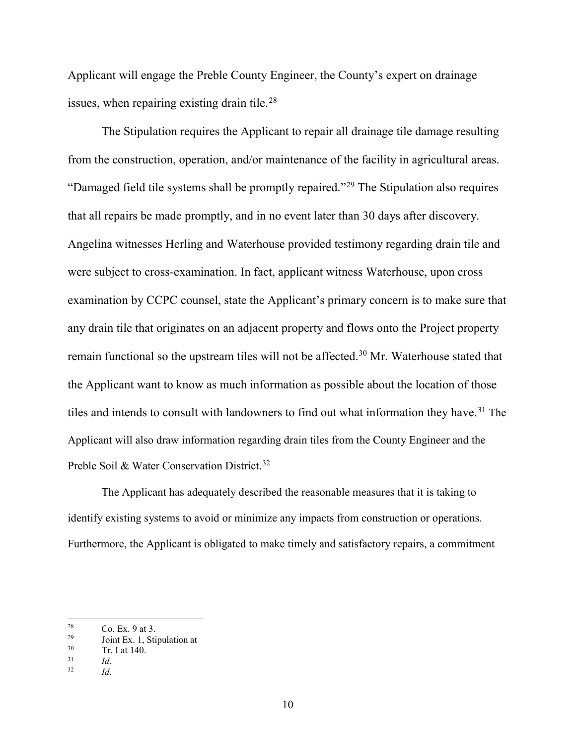Applicant will engage the Preble County Engineer, the County's expert on drainage issues, when repairing existing drain tile.[28]

The Stipulation requires the Applicant to repair all drainage tile damage resulting from the construction, operation, and/or maintenance of the facility in agricultural areas. "Damaged field tile systems shall be promptly repaired."[29] The Stipulation also requires that all repairs be made promptly, and in no event later than 30 days after discovery. Angelina witnesses Herling and Waterhouse provided testimony regarding drain tile and were subject to cross-examination. In fact, applicant witness Waterhouse, upon cross examination by CCPC counsel, state the Applicant's primary concern is to make sure that any drain tile that originates on an adjacent property and flows onto the Project property remain functional so the upstream tiles will not be affected.[30] Mr. Waterhouse stated that the Applicant want to know as much information as possible about the location of those tiles and intends to consult with landowners to find out what information they have.[31] The Applicant will also draw information regarding drain tiles from the County Engineer and the Preble Soil & Water Conservation District.[32]

The Applicant has adequately described the reasonable measures that it is taking to identify existing systems to avoid or minimize any impacts from construction or operations. Furthermore, the Applicant is obligated to make timely and satisfactory repairs, a commitment

---

[28] Co. Ex. 9 at 3.

[29] Joint Ex. 1, Stipulation at

[30] Tr. I at 140.

[31] *Id*.

[32] *Id*.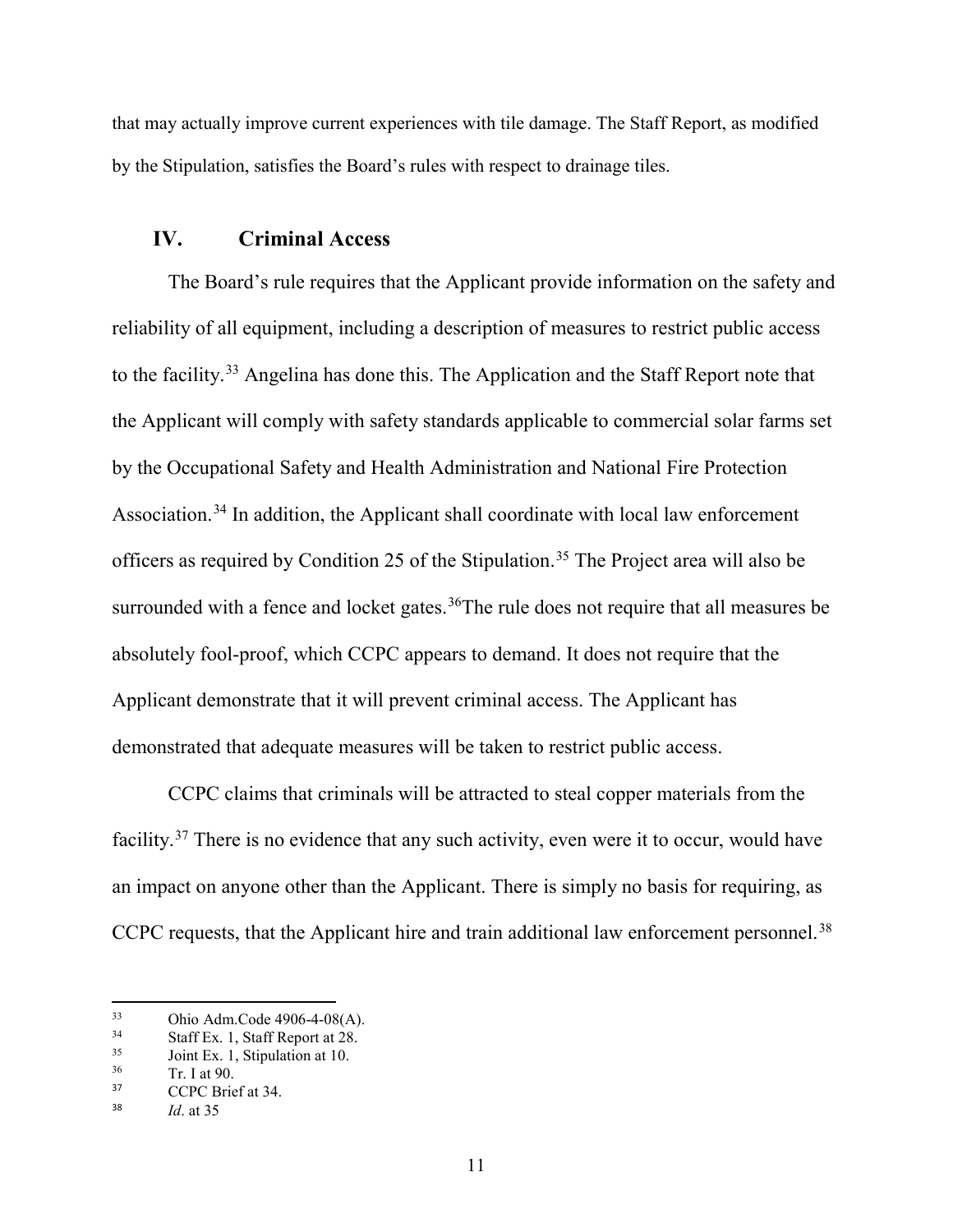that may actually improve current experiences with tile damage. The Staff Report, as modified by the Stipulation, satisfies the Board's rules with respect to drainage tiles.

## IV. Criminal Access

The Board's rule requires that the Applicant provide information on the safety and reliability of all equipment, including a description of measures to restrict public access to the facility.[33] Angelina has done this. The Application and the Staff Report note that the Applicant will comply with safety standards applicable to commercial solar farms set by the Occupational Safety and Health Administration and National Fire Protection Association.[34] In addition, the Applicant shall coordinate with local law enforcement officers as required by Condition 25 of the Stipulation.[35] The Project area will also be surrounded with a fence and locket gates.[36]The rule does not require that all measures be absolutely fool-proof, which CCPC appears to demand. It does not require that the Applicant demonstrate that it will prevent criminal access. The Applicant has demonstrated that adequate measures will be taken to restrict public access.

CCPC claims that criminals will be attracted to steal copper materials from the facility.[37] There is no evidence that any such activity, even were it to occur, would have an impact on anyone other than the Applicant. There is simply no basis for requiring, as CCPC requests, that the Applicant hire and train additional law enforcement personnel.[38]

---

[33] Ohio Adm.Code 4906-4-08(A).

[34] Staff Ex. 1, Staff Report at 28.

[35] Joint Ex. 1, Stipulation at 10.

[36] Tr. I at 90.

[37] CCPC Brief at 34.

[38] *Id*. at 35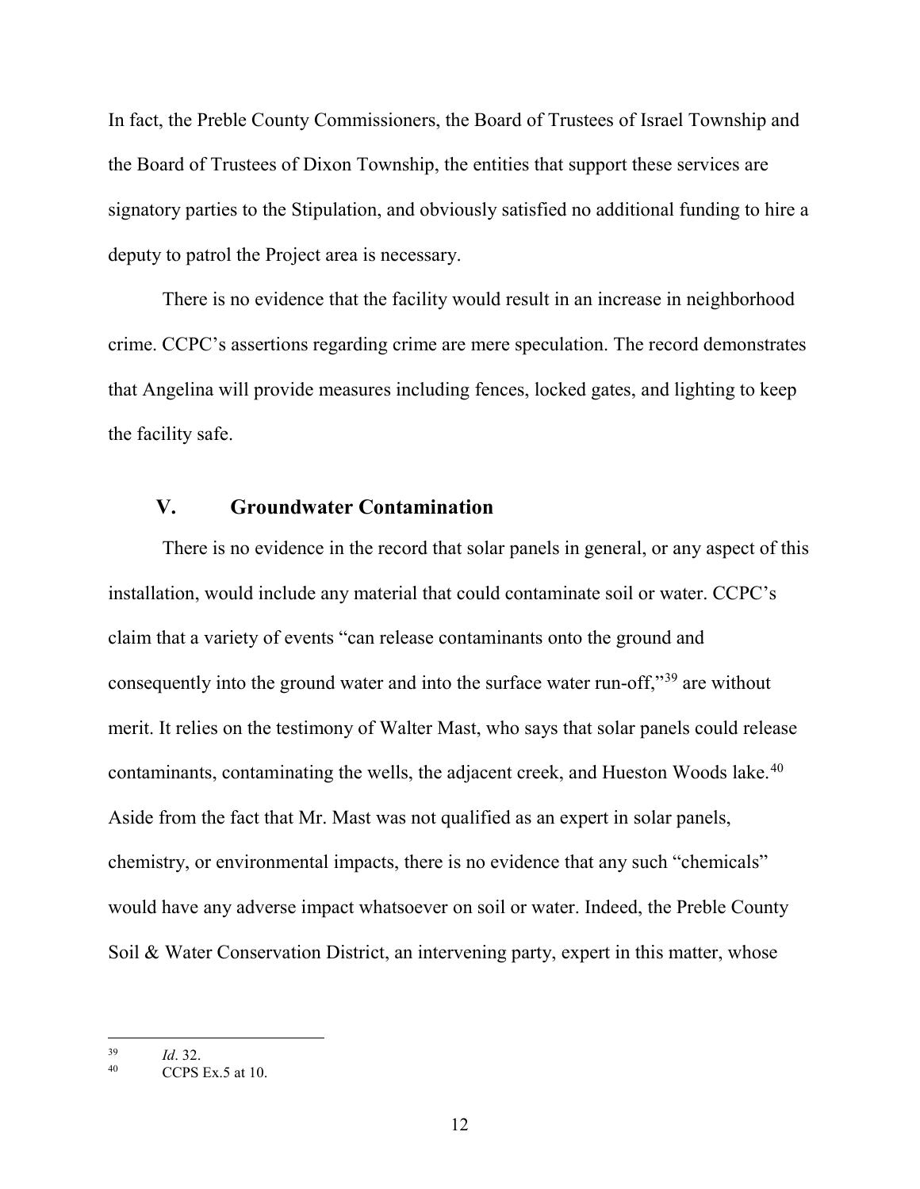In fact, the Preble County Commissioners, the Board of Trustees of Israel Township and the Board of Trustees of Dixon Township, the entities that support these services are signatory parties to the Stipulation, and obviously satisfied no additional funding to hire a deputy to patrol the Project area is necessary.

There is no evidence that the facility would result in an increase in neighborhood crime. CCPC's assertions regarding crime are mere speculation. The record demonstrates that Angelina will provide measures including fences, locked gates, and lighting to keep the facility safe.

## V. Groundwater Contamination

There is no evidence in the record that solar panels in general, or any aspect of this installation, would include any material that could contaminate soil or water. CCPC's claim that a variety of events "can release contaminants onto the ground and consequently into the ground water and into the surface water run-off,"[39] are without merit. It relies on the testimony of Walter Mast, who says that solar panels could release contaminants, contaminating the wells, the adjacent creek, and Hueston Woods lake.[40] Aside from the fact that Mr. Mast was not qualified as an expert in solar panels, chemistry, or environmental impacts, there is no evidence that any such "chemicals" would have any adverse impact whatsoever on soil or water. Indeed, the Preble County Soil & Water Conservation District, an intervening party, expert in this matter, whose

---

[39] *Id*. 32.

[40] CCPS Ex.5 at 10.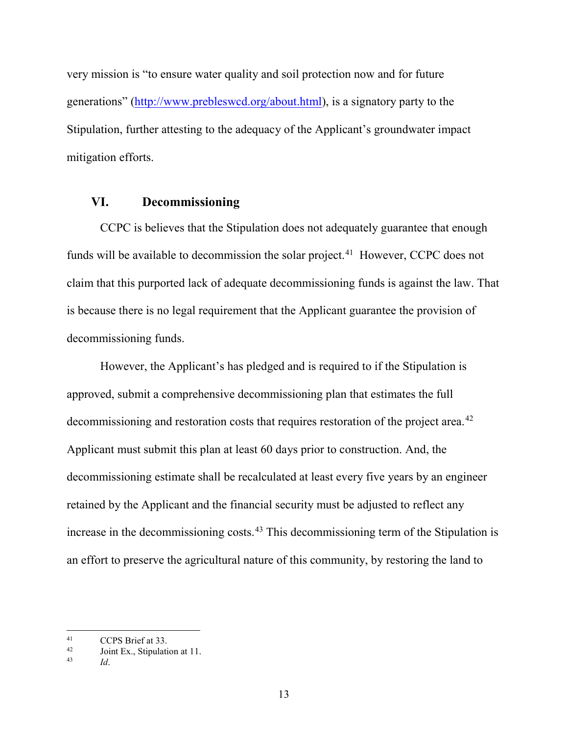very mission is "to ensure water quality and soil protection now and for future generations" (http://www.prebleswcd.org/about.html), is a signatory party to the Stipulation, further attesting to the adequacy of the Applicant's groundwater impact mitigation efforts.

## VI. Decommissioning

CCPC is believes that the Stipulation does not adequately guarantee that enough funds will be available to decommission the solar project.[41] However, CCPC does not claim that this purported lack of adequate decommissioning funds is against the law. That is because there is no legal requirement that the Applicant guarantee the provision of decommissioning funds.

However, the Applicant's has pledged and is required to if the Stipulation is approved, submit a comprehensive decommissioning plan that estimates the full decommissioning and restoration costs that requires restoration of the project area.[42] Applicant must submit this plan at least 60 days prior to construction. And, the decommissioning estimate shall be recalculated at least every five years by an engineer retained by the Applicant and the financial security must be adjusted to reflect any increase in the decommissioning costs.[43] This decommissioning term of the Stipulation is an effort to preserve the agricultural nature of this community, by restoring the land to

---

[41] CCPS Brief at 33.

[42] Joint Ex., Stipulation at 11.

[43] *Id*.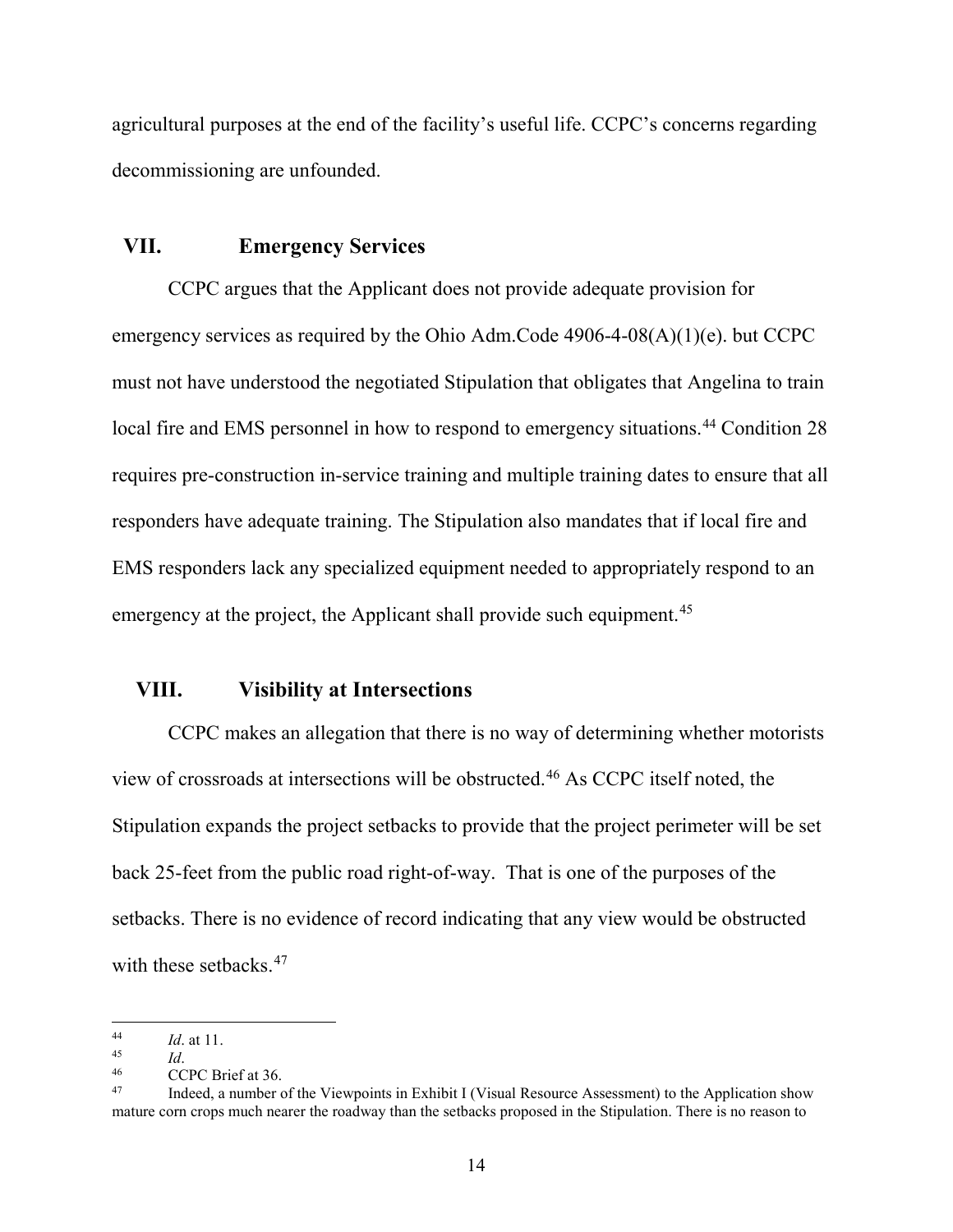agricultural purposes at the end of the facility's useful life. CCPC's concerns regarding decommissioning are unfounded.

## VII. Emergency Services

CCPC argues that the Applicant does not provide adequate provision for emergency services as required by the Ohio Adm.Code 4906-4-08(A)(1)(e). but CCPC must not have understood the negotiated Stipulation that obligates that Angelina to train local fire and EMS personnel in how to respond to emergency situations.[44] Condition 28 requires pre-construction in-service training and multiple training dates to ensure that all responders have adequate training. The Stipulation also mandates that if local fire and EMS responders lack any specialized equipment needed to appropriately respond to an emergency at the project, the Applicant shall provide such equipment.[45]

## VIII. Visibility at Intersections

CCPC makes an allegation that there is no way of determining whether motorists view of crossroads at intersections will be obstructed.[46] As CCPC itself noted, the Stipulation expands the project setbacks to provide that the project perimeter will be set back 25-feet from the public road right-of-way. That is one of the purposes of the setbacks. There is no evidence of record indicating that any view would be obstructed with these setbacks.[47]

---

[44] *Id*. at 11.

[45] *Id*.

[46] CCPC Brief at 36.

[47] Indeed, a number of the Viewpoints in Exhibit I (Visual Resource Assessment) to the Application show mature corn crops much nearer the roadway than the setbacks proposed in the Stipulation. There is no reason to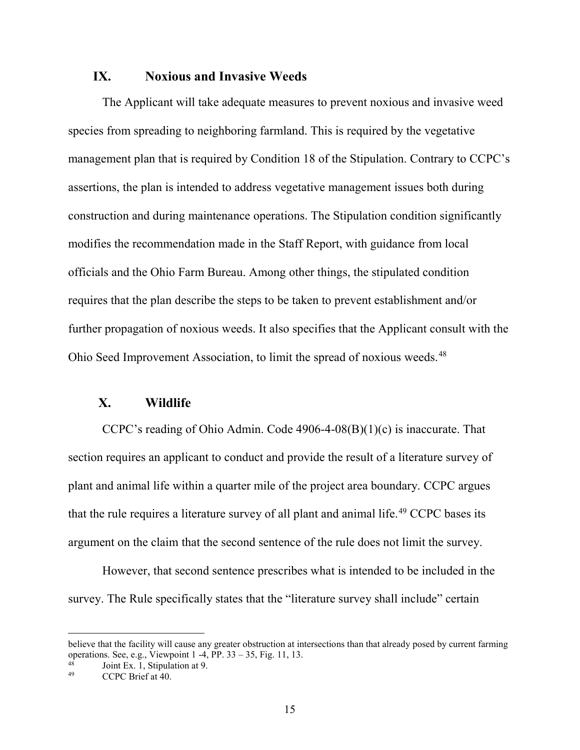## IX. Noxious and Invasive Weeds

The Applicant will take adequate measures to prevent noxious and invasive weed species from spreading to neighboring farmland. This is required by the vegetative management plan that is required by Condition 18 of the Stipulation. Contrary to CCPC's assertions, the plan is intended to address vegetative management issues both during construction and during maintenance operations. The Stipulation condition significantly modifies the recommendation made in the Staff Report, with guidance from local officials and the Ohio Farm Bureau. Among other things, the stipulated condition requires that the plan describe the steps to be taken to prevent establishment and/or further propagation of noxious weeds. It also specifies that the Applicant consult with the Ohio Seed Improvement Association, to limit the spread of noxious weeds.[48]

## X. Wildlife

CCPC's reading of Ohio Admin. Code 4906-4-08(B)(1)(c) is inaccurate. That section requires an applicant to conduct and provide the result of a literature survey of plant and animal life within a quarter mile of the project area boundary. CCPC argues that the rule requires a literature survey of all plant and animal life.[49] CCPC bases its argument on the claim that the second sentence of the rule does not limit the survey.

However, that second sentence prescribes what is intended to be included in the survey. The Rule specifically states that the "literature survey shall include" certain

---

believe that the facility will cause any greater obstruction at intersections than that already posed by current farming operations. See, e.g., Viewpoint 1 -4, PP. 33 – 35, Fig. 11, 13.

[48] Joint Ex. 1, Stipulation at 9.

[49] CCPC Brief at 40.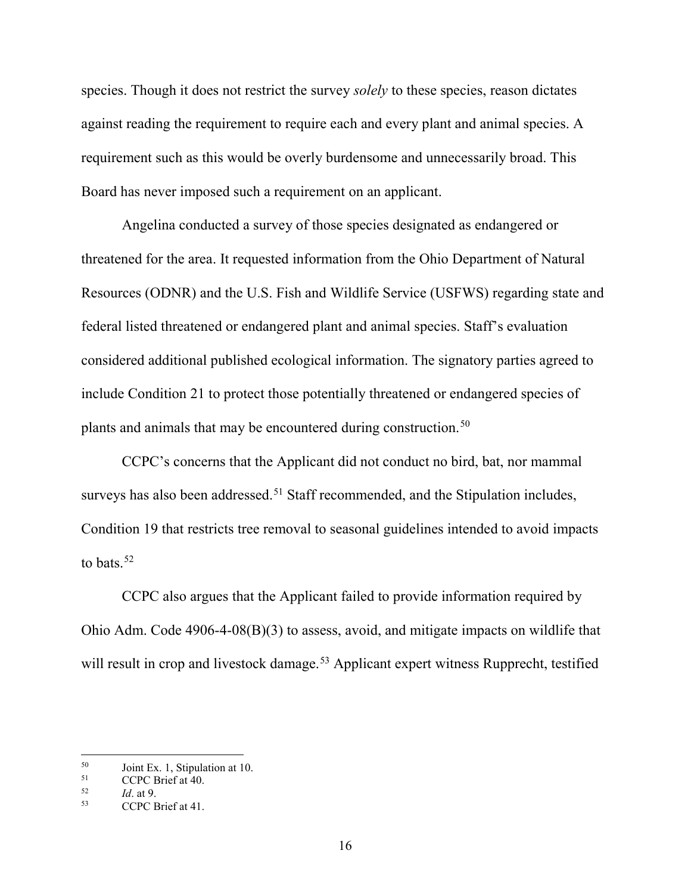species. Though it does not restrict the survey *solely* to these species, reason dictates against reading the requirement to require each and every plant and animal species. A requirement such as this would be overly burdensome and unnecessarily broad. This Board has never imposed such a requirement on an applicant.

Angelina conducted a survey of those species designated as endangered or threatened for the area. It requested information from the Ohio Department of Natural Resources (ODNR) and the U.S. Fish and Wildlife Service (USFWS) regarding state and federal listed threatened or endangered plant and animal species. Staff's evaluation considered additional published ecological information. The signatory parties agreed to include Condition 21 to protect those potentially threatened or endangered species of plants and animals that may be encountered during construction.[50]

CCPC's concerns that the Applicant did not conduct no bird, bat, nor mammal surveys has also been addressed.[51] Staff recommended, and the Stipulation includes, Condition 19 that restricts tree removal to seasonal guidelines intended to avoid impacts to bats.[52]

CCPC also argues that the Applicant failed to provide information required by Ohio Adm. Code 4906-4-08(B)(3) to assess, avoid, and mitigate impacts on wildlife that will result in crop and livestock damage.[53] Applicant expert witness Rupprecht, testified

---

[50] Joint Ex. 1, Stipulation at 10.

[51] CCPC Brief at 40.

[52] *Id*. at 9.

[53] CCPC Brief at 41.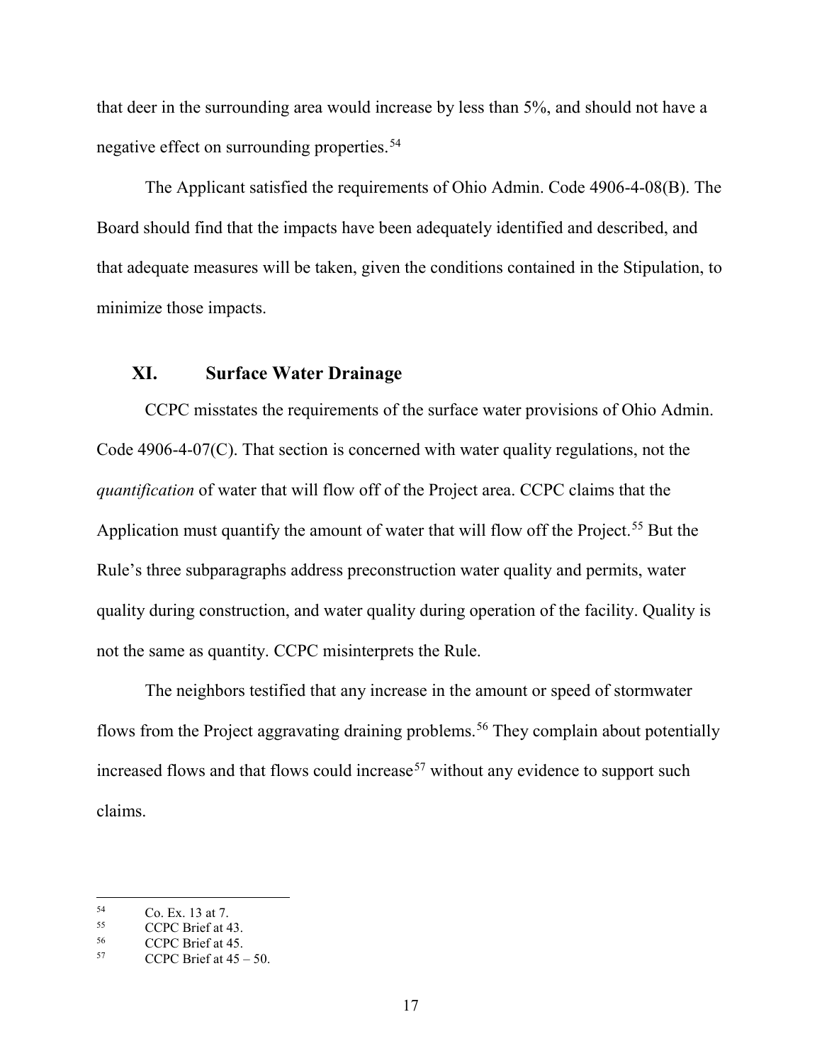that deer in the surrounding area would increase by less than 5%, and should not have a negative effect on surrounding properties.[54]

The Applicant satisfied the requirements of Ohio Admin. Code 4906-4-08(B). The Board should find that the impacts have been adequately identified and described, and that adequate measures will be taken, given the conditions contained in the Stipulation, to minimize those impacts.

## XI. Surface Water Drainage

CCPC misstates the requirements of the surface water provisions of Ohio Admin. Code 4906-4-07(C). That section is concerned with water quality regulations, not the *quantification* of water that will flow off of the Project area. CCPC claims that the Application must quantify the amount of water that will flow off the Project.[55] But the Rule's three subparagraphs address preconstruction water quality and permits, water quality during construction, and water quality during operation of the facility. Quality is not the same as quantity. CCPC misinterprets the Rule.

The neighbors testified that any increase in the amount or speed of stormwater flows from the Project aggravating draining problems.[56] They complain about potentially increased flows and that flows could increase[57] without any evidence to support such claims.

---

[54] Co. Ex. 13 at 7.

[55] CCPC Brief at 43.

[56] CCPC Brief at 45.

[57] CCPC Brief at 45 – 50.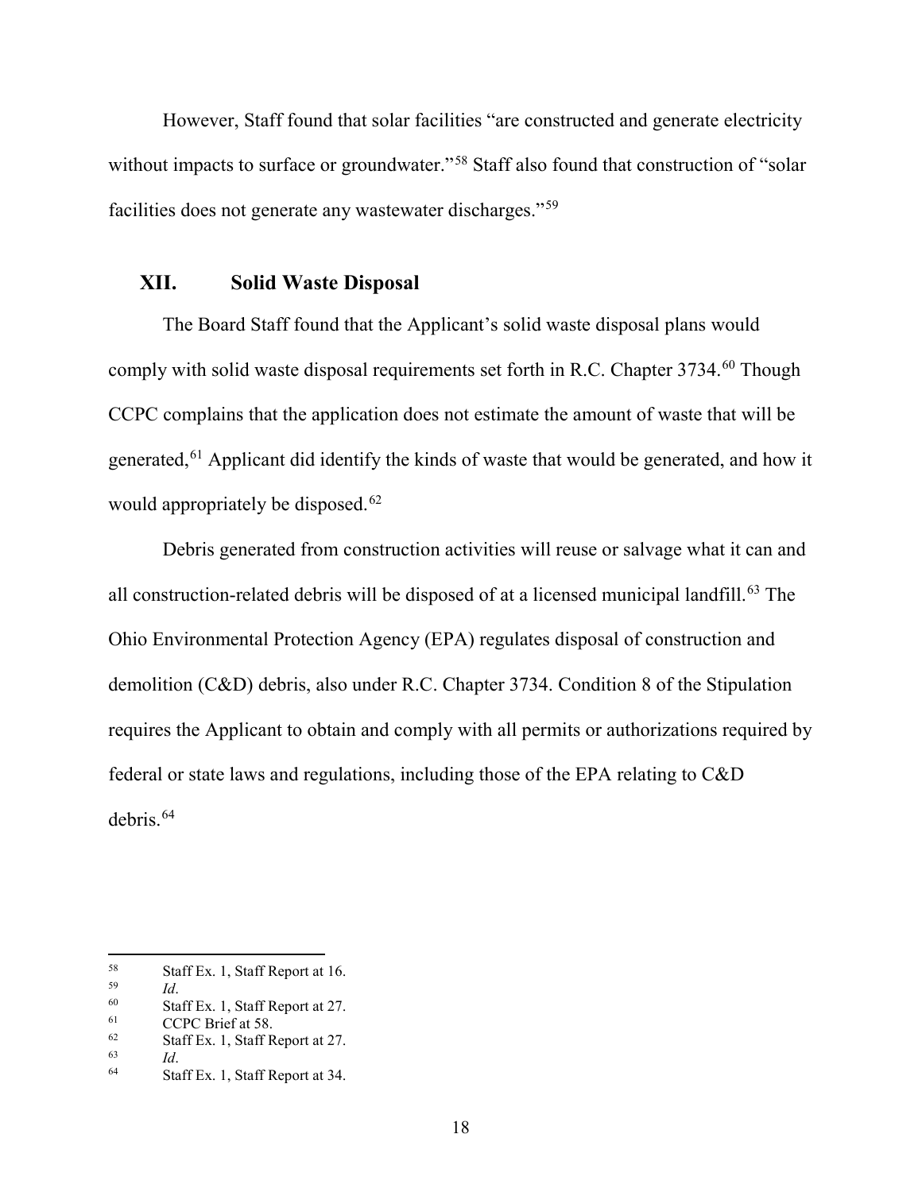However, Staff found that solar facilities "are constructed and generate electricity without impacts to surface or groundwater."[58] Staff also found that construction of "solar facilities does not generate any wastewater discharges."[59]

## XII. Solid Waste Disposal

The Board Staff found that the Applicant's solid waste disposal plans would comply with solid waste disposal requirements set forth in R.C. Chapter 3734.[60] Though CCPC complains that the application does not estimate the amount of waste that will be generated,[61] Applicant did identify the kinds of waste that would be generated, and how it would appropriately be disposed.[62]

Debris generated from construction activities will reuse or salvage what it can and all construction-related debris will be disposed of at a licensed municipal landfill.[63] The Ohio Environmental Protection Agency (EPA) regulates disposal of construction and demolition (C&D) debris, also under R.C. Chapter 3734. Condition 8 of the Stipulation requires the Applicant to obtain and comply with all permits or authorizations required by federal or state laws and regulations, including those of the EPA relating to C&D debris.[64]

---

[58] Staff Ex. 1, Staff Report at 16.

[59] *Id*.

[60] Staff Ex. 1, Staff Report at 27.

[61] CCPC Brief at 58.

[62] Staff Ex. 1, Staff Report at 27.

[63] *Id*.

[64] Staff Ex. 1, Staff Report at 34.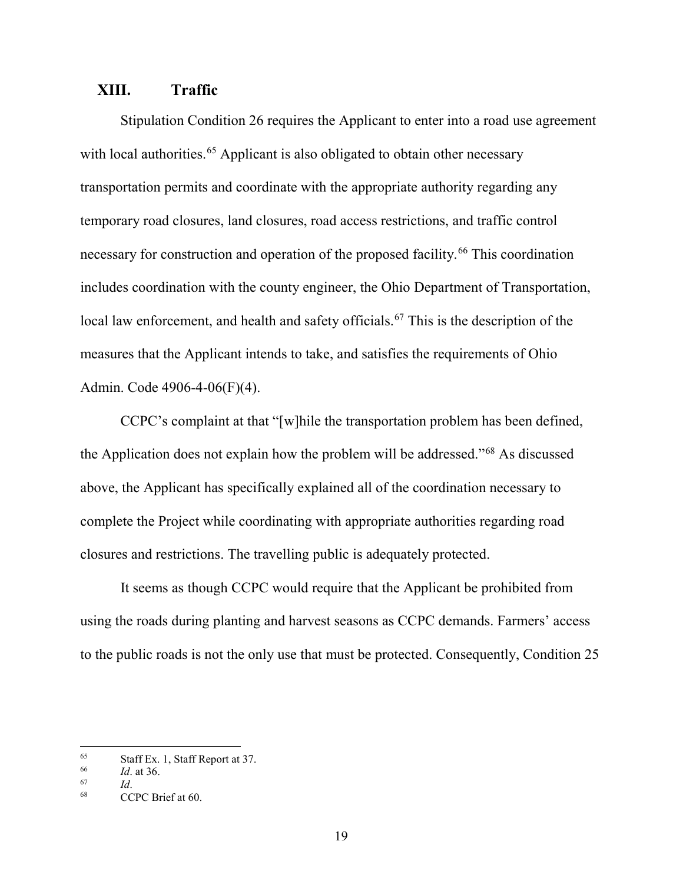## XIII. Traffic

Stipulation Condition 26 requires the Applicant to enter into a road use agreement with local authorities.[65] Applicant is also obligated to obtain other necessary transportation permits and coordinate with the appropriate authority regarding any temporary road closures, land closures, road access restrictions, and traffic control necessary for construction and operation of the proposed facility.[66] This coordination includes coordination with the county engineer, the Ohio Department of Transportation, local law enforcement, and health and safety officials.[67] This is the description of the measures that the Applicant intends to take, and satisfies the requirements of Ohio Admin. Code 4906-4-06(F)(4).

CCPC's complaint at that "[w]hile the transportation problem has been defined, the Application does not explain how the problem will be addressed."[68] As discussed above, the Applicant has specifically explained all of the coordination necessary to complete the Project while coordinating with appropriate authorities regarding road closures and restrictions. The travelling public is adequately protected.

It seems as though CCPC would require that the Applicant be prohibited from using the roads during planting and harvest seasons as CCPC demands. Farmers' access to the public roads is not the only use that must be protected. Consequently, Condition 25

---

[65] Staff Ex. 1, Staff Report at 37.

[66] *Id*. at 36.

[67] *Id*.

[68] CCPC Brief at 60.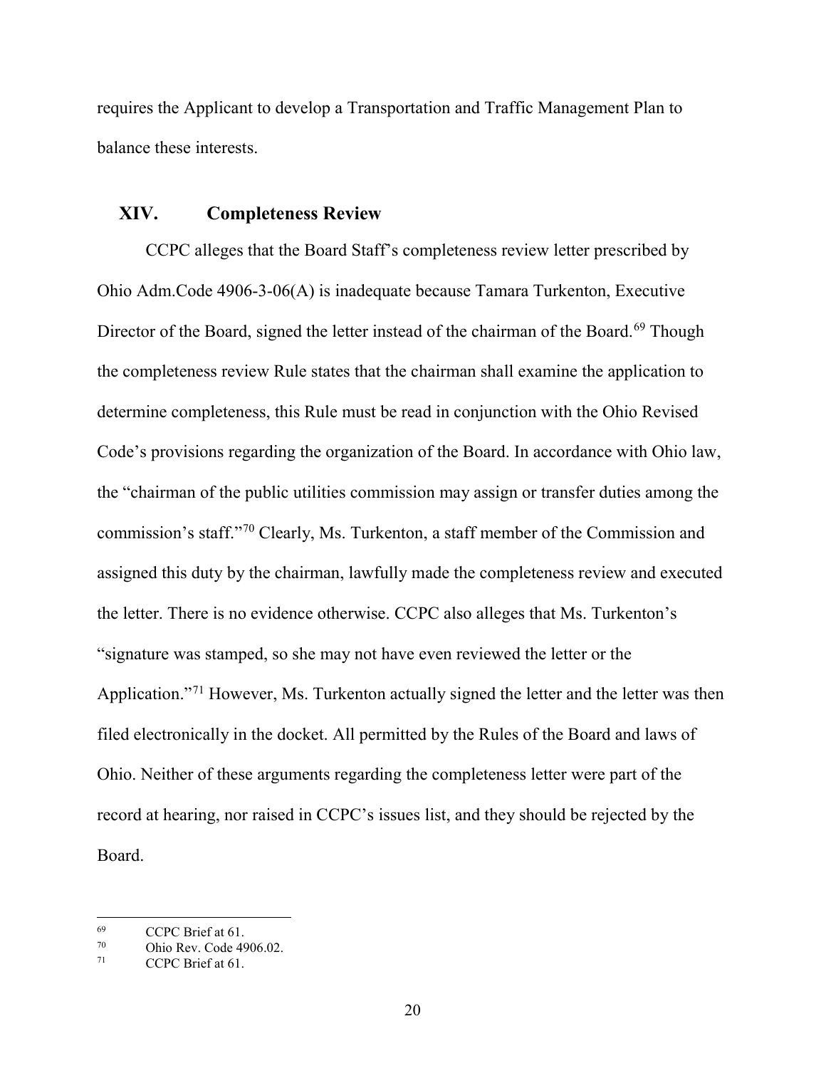requires the Applicant to develop a Transportation and Traffic Management Plan to balance these interests.

## XIV. Completeness Review

CCPC alleges that the Board Staff's completeness review letter prescribed by Ohio Adm.Code 4906-3-06(A) is inadequate because Tamara Turkenton, Executive Director of the Board, signed the letter instead of the chairman of the Board.[69] Though the completeness review Rule states that the chairman shall examine the application to determine completeness, this Rule must be read in conjunction with the Ohio Revised Code's provisions regarding the organization of the Board. In accordance with Ohio law, the "chairman of the public utilities commission may assign or transfer duties among the commission's staff."[70] Clearly, Ms. Turkenton, a staff member of the Commission and assigned this duty by the chairman, lawfully made the completeness review and executed the letter. There is no evidence otherwise. CCPC also alleges that Ms. Turkenton's "signature was stamped, so she may not have even reviewed the letter or the Application."[71] However, Ms. Turkenton actually signed the letter and the letter was then filed electronically in the docket. All permitted by the Rules of the Board and laws of Ohio. Neither of these arguments regarding the completeness letter were part of the record at hearing, nor raised in CCPC's issues list, and they should be rejected by the Board.

---

[69] CCPC Brief at 61.

[70] Ohio Rev. Code 4906.02.

[71] CCPC Brief at 61.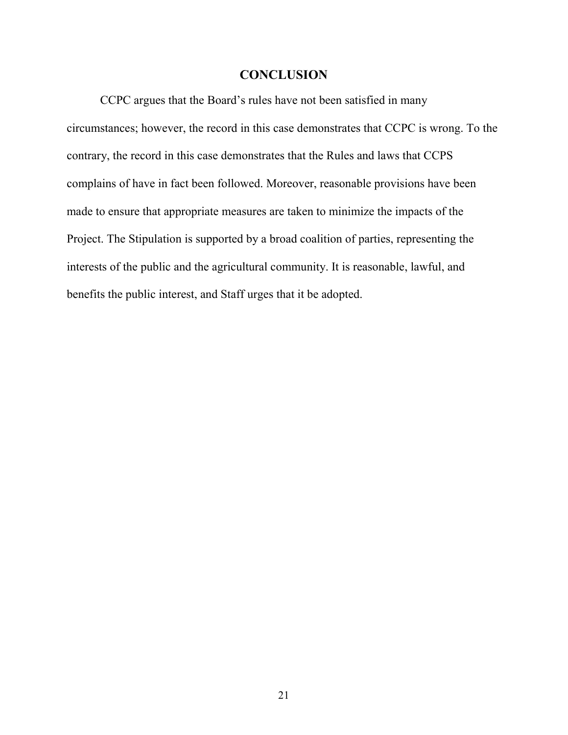# CONCLUSION

CCPC argues that the Board's rules have not been satisfied in many circumstances; however, the record in this case demonstrates that CCPC is wrong. To the contrary, the record in this case demonstrates that the Rules and laws that CCPS complains of have in fact been followed. Moreover, reasonable provisions have been made to ensure that appropriate measures are taken to minimize the impacts of the Project. The Stipulation is supported by a broad coalition of parties, representing the interests of the public and the agricultural community. It is reasonable, lawful, and benefits the public interest, and Staff urges that it be adopted.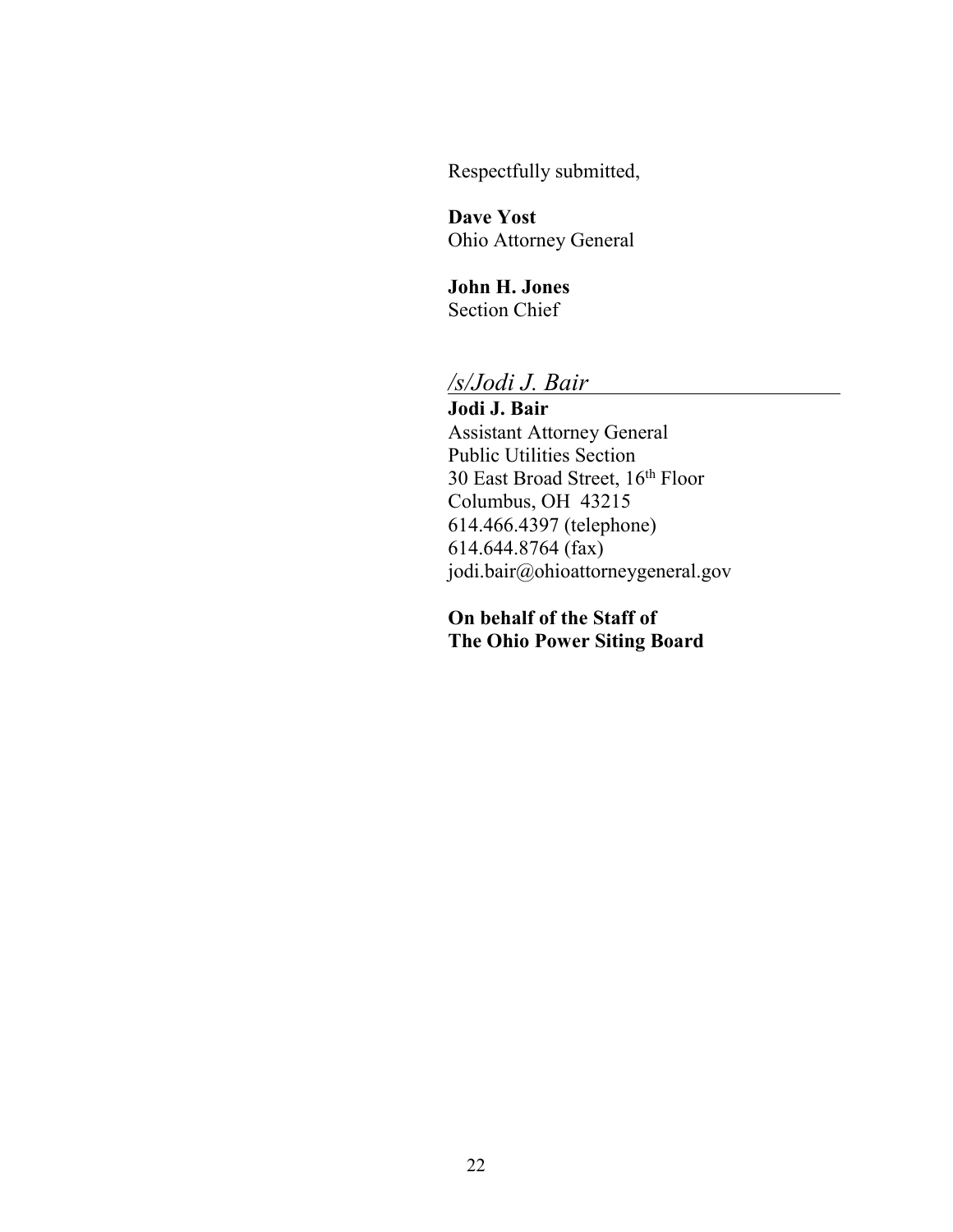Respectfully submitted,

**Dave Yost**
Ohio Attorney General

**John H. Jones**
Section Chief

*/s/Jodi J. Bair*

**Jodi J. Bair**
Assistant Attorney General
Public Utilities Section
30 East Broad Street, 16th Floor
Columbus, OH 43215
614.466.4397 (telephone)
614.644.8764 (fax)
jodi.bair@ohioattorneygeneral.gov

**On behalf of the Staff of**
**The Ohio Power Siting Board**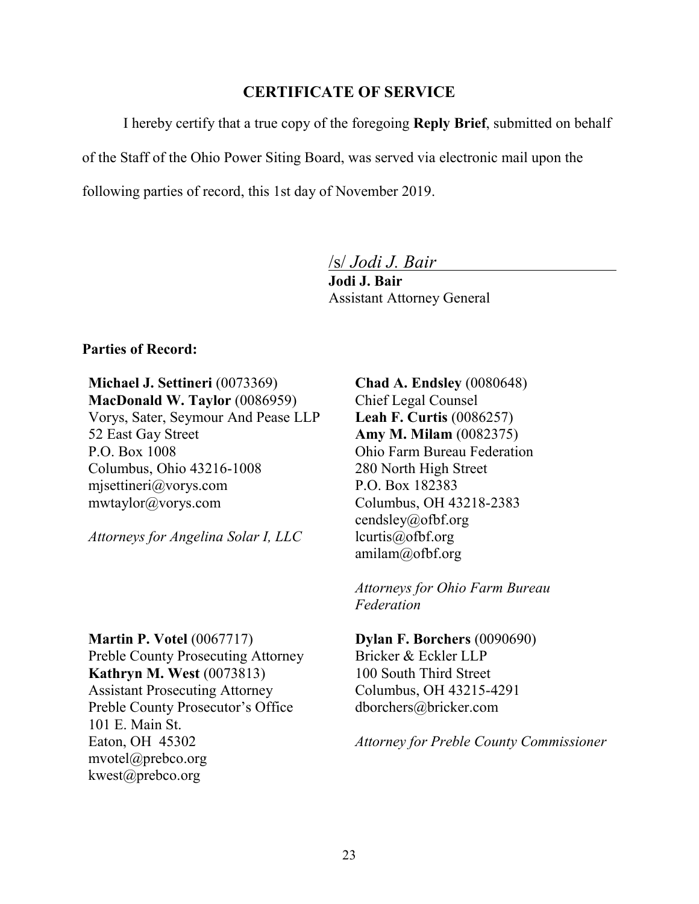## CERTIFICATE OF SERVICE

I hereby certify that a true copy of the foregoing **Reply Brief**, submitted on behalf of the Staff of the Ohio Power Siting Board, was served via electronic mail upon the following parties of record, this 1st day of November 2019.

/s/ *Jodi J. Bair*
**Jodi J. Bair**
Assistant Attorney General

**Parties of Record:**

**Michael J. Settineri** (0073369)
**MacDonald W. Taylor** (0086959)
Vorys, Sater, Seymour And Pease LLP
52 East Gay Street
P.O. Box 1008
Columbus, Ohio 43216-1008
mjsettineri@vorys.com
mwtaylor@vorys.com

*Attorneys for Angelina Solar I, LLC*

**Chad A. Endsley** (0080648)
Chief Legal Counsel
**Leah F. Curtis** (0086257)
**Amy M. Milam** (0082375)
Ohio Farm Bureau Federation
280 North High Street
P.O. Box 182383
Columbus, OH 43218-2383
cendsley@ofbf.org
lcurtis@ofbf.org
amilam@ofbf.org

*Attorneys for Ohio Farm Bureau Federation*

**Martin P. Votel** (0067717)
Preble County Prosecuting Attorney
**Kathryn M. West** (0073813)
Assistant Prosecuting Attorney
Preble County Prosecutor's Office
101 E. Main St.
Eaton, OH 45302
mvotel@prebco.org
kwest@prebco.org

**Dylan F. Borchers** (0090690)
Bricker & Eckler LLP
100 South Third Street
Columbus, OH 43215-4291
dborchers@bricker.com

*Attorney for Preble County Commissioner*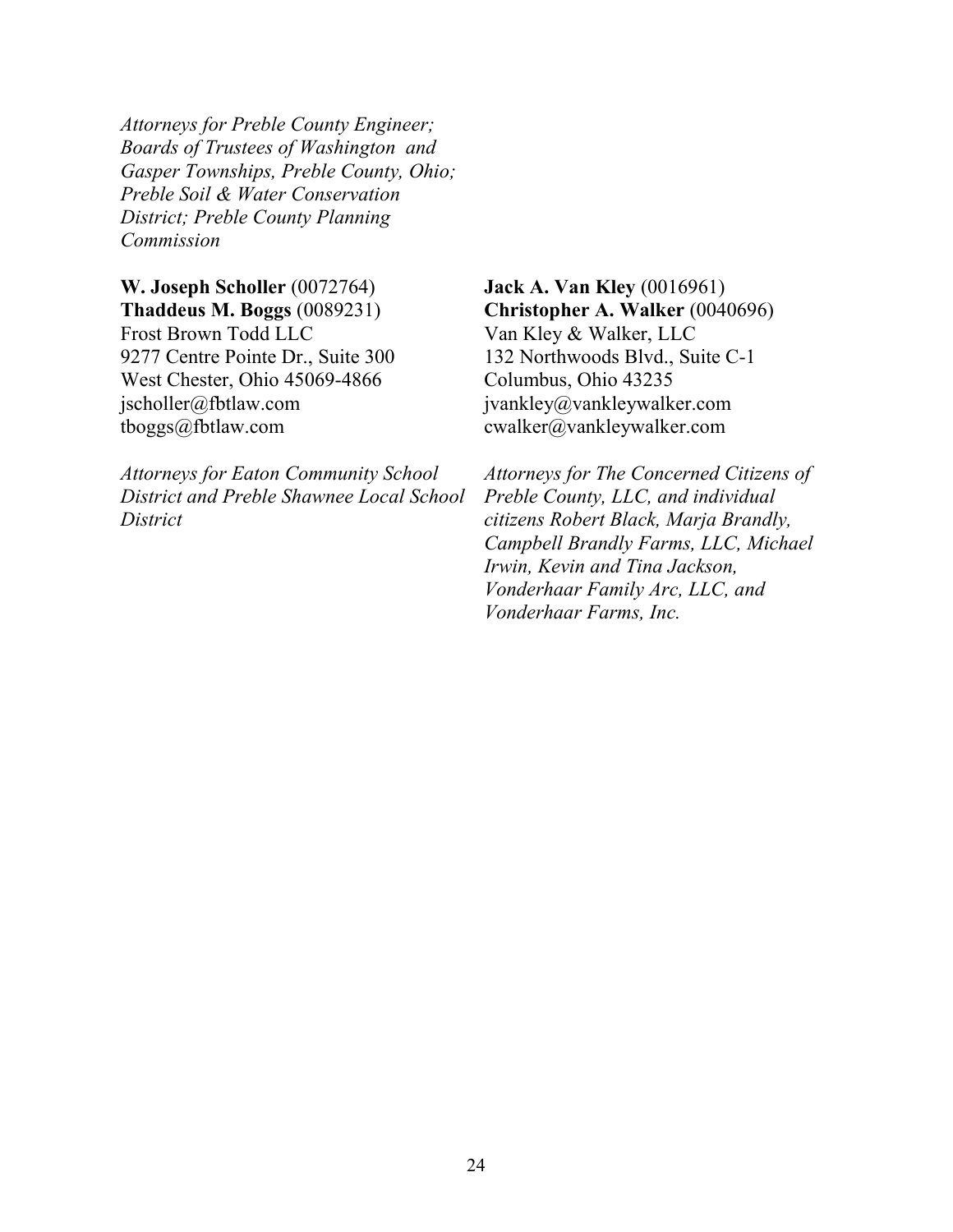*Attorneys for Preble County Engineer; Boards of Trustees of Washington and Gasper Townships, Preble County, Ohio; Preble Soil & Water Conservation District; Preble County Planning Commission*

**W. Joseph Scholler** (0072764)
**Thaddeus M. Boggs** (0089231)
Frost Brown Todd LLC
9277 Centre Pointe Dr., Suite 300
West Chester, Ohio 45069-4866
jscholler@fbtlaw.com
tboggs@fbtlaw.com

*Attorneys for Eaton Community School District and Preble Shawnee Local School District*

**Jack A. Van Kley** (0016961)
**Christopher A. Walker** (0040696)
Van Kley & Walker, LLC
132 Northwoods Blvd., Suite C-1
Columbus, Ohio 43235
jvankley@vankleywalker.com
cwalker@vankleywalker.com

*Attorneys for The Concerned Citizens of Preble County, LLC, and individual citizens Robert Black, Marja Brandly, Campbell Brandly Farms, LLC, Michael Irwin, Kevin and Tina Jackson, Vonderhaar Family Arc, LLC, and Vonderhaar Farms, Inc.*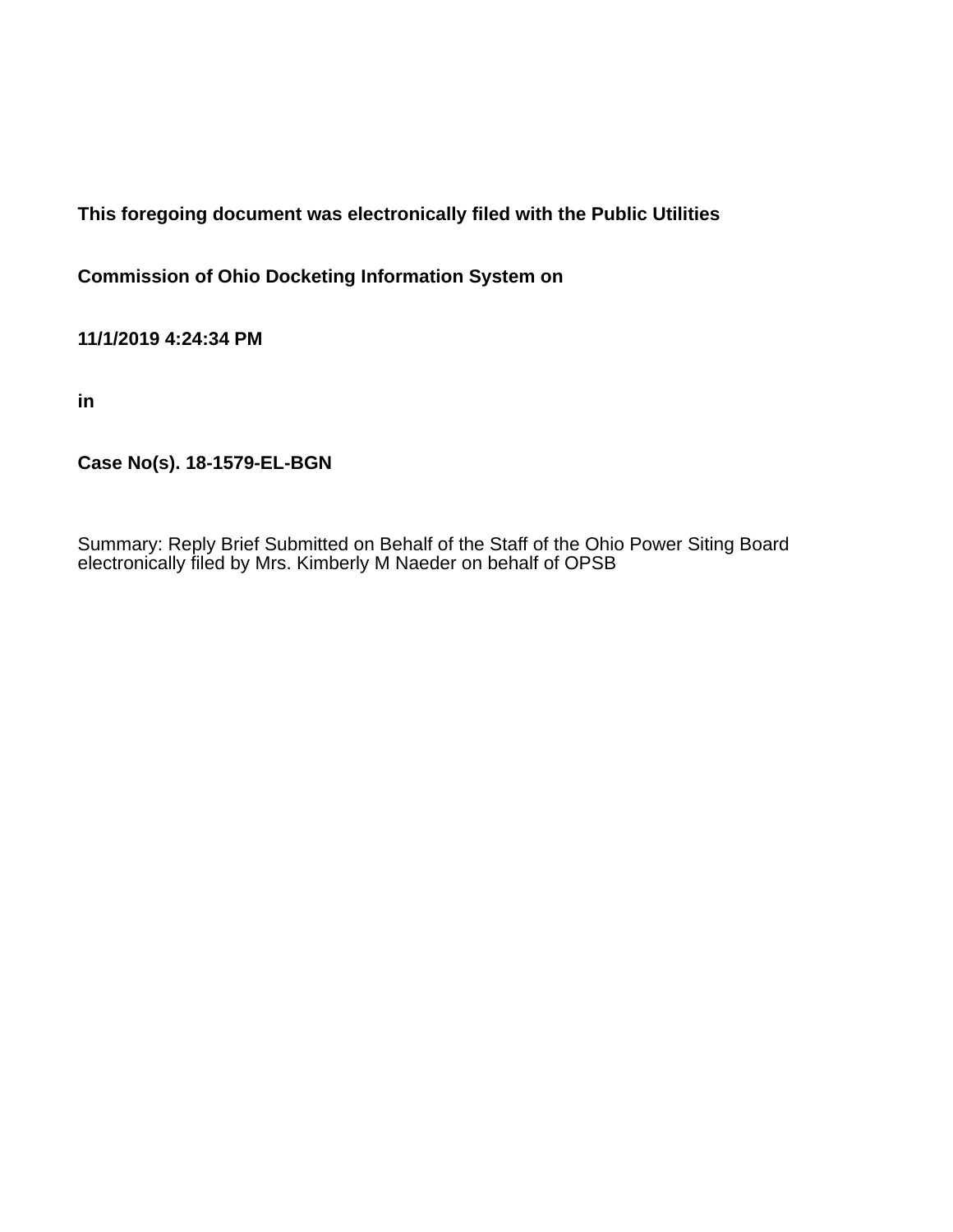**This foregoing document was electronically filed with the Public Utilities**

**Commission of Ohio Docketing Information System on**

**11/1/2019 4:24:34 PM**

**in**

**Case No(s). 18-1579-EL-BGN**

Summary: Reply Brief Submitted on Behalf of the Staff of the Ohio Power Siting Board electronically filed by Mrs. Kimberly M Naeder on behalf of OPSB